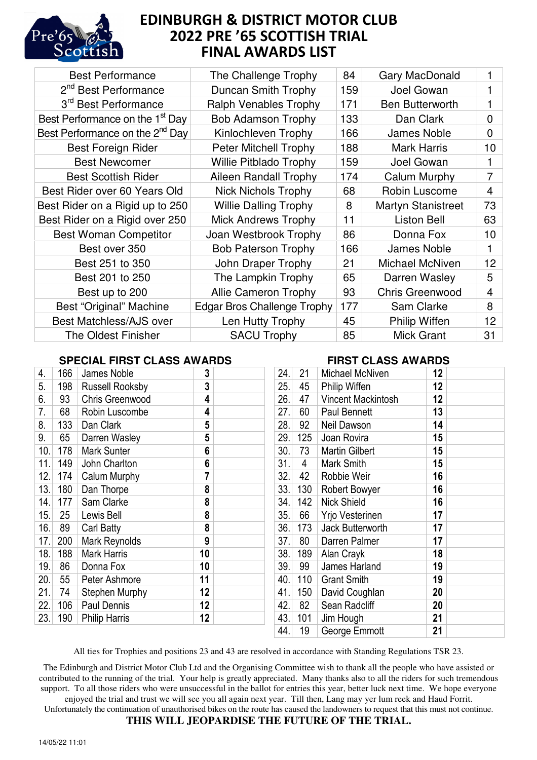# EDINBURGH & DISTRICT MOTOR CLUB
# 2022 PRE '65 SCOTTISH TRIAL
# FINAL AWARDS LIST

| Award | Trophy | No. | Rider | Marks |
|---|---|---|---|---|
| Best Performance | The Challenge Trophy | 84 | Gary MacDonald | 1 |
| 2nd Best Performance | Duncan Smith Trophy | 159 | Joel Gowan | 1 |
| 3rd Best Performance | Ralph Venables Trophy | 171 | Ben Butterworth | 1 |
| Best Performance on the 1st Day | Bob Adamson Trophy | 133 | Dan Clark | 0 |
| Best Performance on the 2nd Day | Kinlochleven Trophy | 166 | James Noble | 0 |
| Best Foreign Rider | Peter Mitchell Trophy | 188 | Mark Harris | 10 |
| Best Newcomer | Willie Pitblado Trophy | 159 | Joel Gowan | 1 |
| Best Scottish Rider | Aileen Randall Trophy | 174 | Calum Murphy | 7 |
| Best Rider over 60 Years Old | Nick Nichols Trophy | 68 | Robin Luscome | 4 |
| Best Rider on a Rigid up to 250 | Willie Dalling Trophy | 8 | Martyn Stanistreet | 73 |
| Best Rider on a Rigid over 250 | Mick Andrews Trophy | 11 | Liston Bell | 63 |
| Best Woman Competitor | Joan Westbrook Trophy | 86 | Donna Fox | 10 |
| Best over 350 | Bob Paterson Trophy | 166 | James Noble | 1 |
| Best 251 to 350 | John Draper Trophy | 21 | Michael McNiven | 12 |
| Best 201 to 250 | The Lampkin Trophy | 65 | Darren Wasley | 5 |
| Best up to 200 | Allie Cameron Trophy | 93 | Chris Greenwood | 4 |
| Best "Original" Machine | Edgar Bros Challenge Trophy | 177 | Sam Clarke | 8 |
| Best Matchless/AJS over | Len Hutty Trophy | 45 | Philip Wiffen | 12 |
| The Oldest Finisher | SACU Trophy | 85 | Mick Grant | 31 |

## SPECIAL FIRST CLASS AWARDS

| Pos. | No. | Rider | Marks |
|---|---|---|---|
| 4. | 166 | James Noble | 3 |
| 5. | 198 | Russell Rooksby | 3 |
| 6. | 93 | Chris Greenwood | 4 |
| 7. | 68 | Robin Luscombe | 4 |
| 8. | 133 | Dan Clark | 5 |
| 9. | 65 | Darren Wasley | 5 |
| 10. | 178 | Mark Sunter | 6 |
| 11. | 149 | John Charlton | 6 |
| 12. | 174 | Calum Murphy | 7 |
| 13. | 180 | Dan Thorpe | 8 |
| 14. | 177 | Sam Clarke | 8 |
| 15. | 25 | Lewis Bell | 8 |
| 16. | 89 | Carl Batty | 8 |
| 17. | 200 | Mark Reynolds | 9 |
| 18. | 188 | Mark Harris | 10 |
| 19. | 86 | Donna Fox | 10 |
| 20. | 55 | Peter Ashmore | 11 |
| 21. | 74 | Stephen Murphy | 12 |
| 22. | 106 | Paul Dennis | 12 |
| 23. | 190 | Philip Harris | 12 |

## FIRST CLASS AWARDS

| Pos. | No. | Rider | Marks |
|---|---|---|---|
| 24. | 21 | Michael McNiven | 12 |
| 25. | 45 | Philip Wiffen | 12 |
| 26. | 47 | Vincent Mackintosh | 12 |
| 27. | 60 | Paul Bennett | 13 |
| 28. | 92 | Neil Dawson | 14 |
| 29. | 125 | Joan Rovira | 15 |
| 30. | 73 | Martin Gilbert | 15 |
| 31. | 4 | Mark Smith | 15 |
| 32. | 42 | Robbie Weir | 16 |
| 33. | 130 | Robert Bowyer | 16 |
| 34. | 142 | Nick Shield | 16 |
| 35. | 66 | Yrjo Vesterinen | 17 |
| 36. | 173 | Jack Butterworth | 17 |
| 37. | 80 | Darren Palmer | 17 |
| 38. | 189 | Alan Crayk | 18 |
| 39. | 99 | James Harland | 19 |
| 40. | 110 | Grant Smith | 19 |
| 41. | 150 | David Coughlan | 20 |
| 42. | 82 | Sean Radcliff | 20 |
| 43. | 101 | Jim Hough | 21 |
| 44. | 19 | George Emmott | 21 |

All ties for Trophies and positions 23 and 43 are resolved in accordance with Standing Regulations TSR 23.

The Edinburgh and District Motor Club Ltd and the Organising Committee wish to thank all the people who have assisted or contributed to the running of the trial. Your help is greatly appreciated. Many thanks also to all the riders for such tremendous support. To all those riders who were unsuccessful in the ballot for entries this year, better luck next time. We hope everyone enjoyed the trial and trust we will see you all again next year. Till then, Lang may yer lum reek and Haud Forrit.
Unfortunately the continuation of unauthorised bikes on the route has caused the landowners to request that this must not continue.

**THIS WILL JEOPARDISE THE FUTURE OF THE TRIAL.**

14/05/22 11:01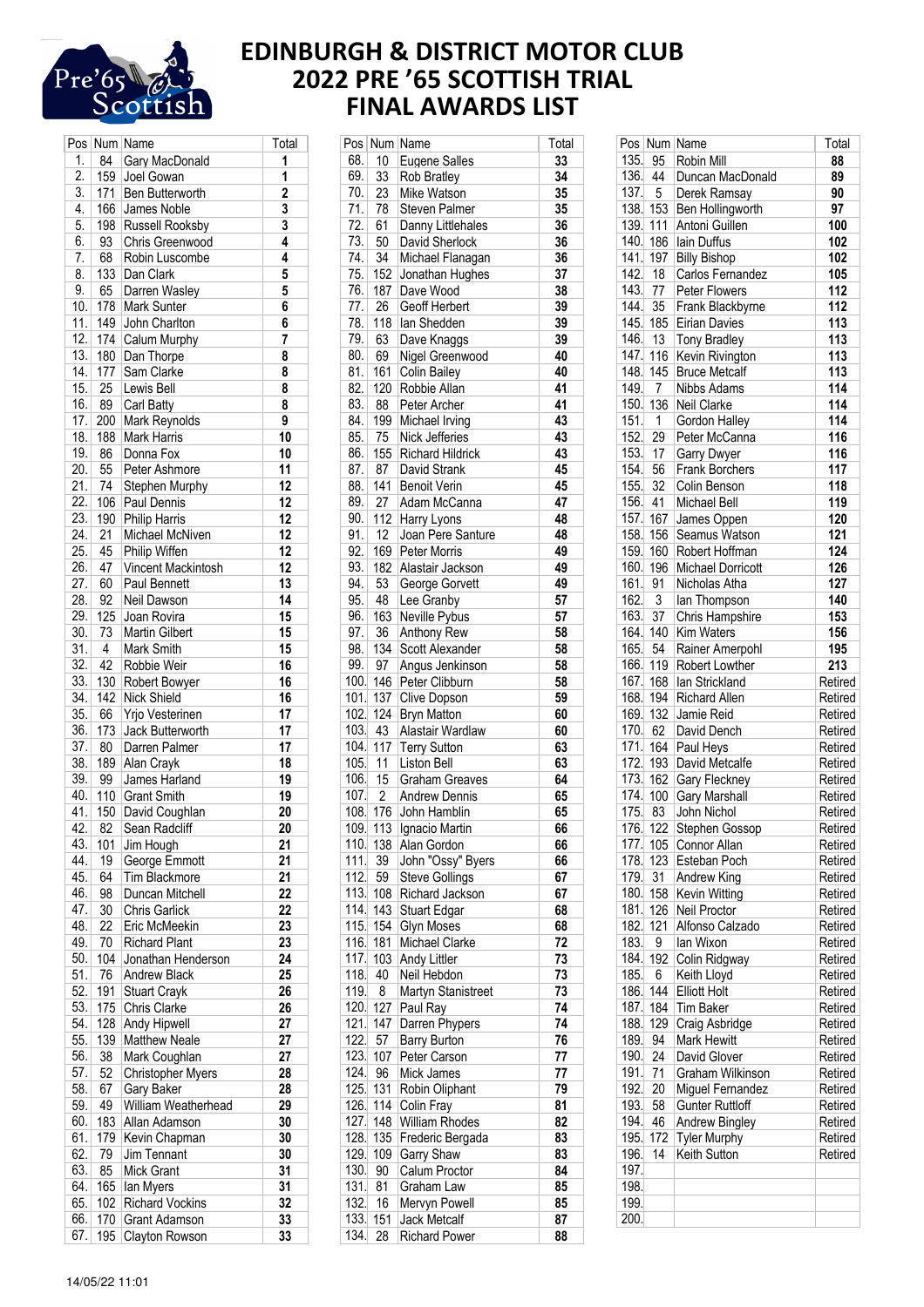# EDINBURGH & DISTRICT MOTOR CLUB 2022 PRE '65 SCOTTISH TRIAL FINAL AWARDS LIST

| Pos | Num | Name | Total |
|---|---|---|---|
| 1. | 84 | Gary MacDonald | 1 |
| 2. | 159 | Joel Gowan | 1 |
| 3. | 171 | Ben Butterworth | 2 |
| 4. | 166 | James Noble | 3 |
| 5. | 198 | Russell Rooksby | 3 |
| 6. | 93 | Chris Greenwood | 4 |
| 7. | 68 | Robin Luscombe | 4 |
| 8. | 133 | Dan Clark | 5 |
| 9. | 65 | Darren Wasley | 5 |
| 10. | 178 | Mark Sunter | 6 |
| 11. | 149 | John Charlton | 6 |
| 12. | 174 | Calum Murphy | 7 |
| 13. | 180 | Dan Thorpe | 8 |
| 14. | 177 | Sam Clarke | 8 |
| 15. | 25 | Lewis Bell | 8 |
| 16. | 89 | Carl Batty | 8 |
| 17. | 200 | Mark Reynolds | 9 |
| 18. | 188 | Mark Harris | 10 |
| 19. | 86 | Donna Fox | 10 |
| 20. | 55 | Peter Ashmore | 11 |
| 21. | 74 | Stephen Murphy | 12 |
| 22. | 106 | Paul Dennis | 12 |
| 23. | 190 | Philip Harris | 12 |
| 24. | 21 | Michael McNiven | 12 |
| 25. | 45 | Philip Wiffen | 12 |
| 26. | 47 | Vincent Mackintosh | 12 |
| 27. | 60 | Paul Bennett | 13 |
| 28. | 92 | Neil Dawson | 14 |
| 29. | 125 | Joan Rovira | 15 |
| 30. | 73 | Martin Gilbert | 15 |
| 31. | 4 | Mark Smith | 15 |
| 32. | 42 | Robbie Weir | 16 |
| 33. | 130 | Robert Bowyer | 16 |
| 34. | 142 | Nick Shield | 16 |
| 35. | 66 | Yrjo Vesterinen | 17 |
| 36. | 173 | Jack Butterworth | 17 |
| 37. | 80 | Darren Palmer | 17 |
| 38. | 189 | Alan Crayk | 18 |
| 39. | 99 | James Harland | 19 |
| 40. | 110 | Grant Smith | 19 |
| 41. | 150 | David Coughlan | 20 |
| 42. | 82 | Sean Radcliff | 20 |
| 43. | 101 | Jim Hough | 21 |
| 44. | 19 | George Emmott | 21 |
| 45. | 64 | Tim Blackmore | 21 |
| 46. | 98 | Duncan Mitchell | 22 |
| 47. | 30 | Chris Garlick | 22 |
| 48. | 22 | Eric McMeekin | 23 |
| 49. | 70 | Richard Plant | 23 |
| 50. | 104 | Jonathan Henderson | 24 |
| 51. | 76 | Andrew Black | 25 |
| 52. | 191 | Stuart Crayk | 26 |
| 53. | 175 | Chris Clarke | 26 |
| 54. | 128 | Andy Hipwell | 27 |
| 55. | 139 | Matthew Neale | 27 |
| 56. | 38 | Mark Coughlan | 27 |
| 57. | 52 | Christopher Myers | 28 |
| 58. | 67 | Gary Baker | 28 |
| 59. | 49 | William Weatherhead | 29 |
| 60. | 183 | Allan Adamson | 30 |
| 61. | 179 | Kevin Chapman | 30 |
| 62. | 79 | Jim Tennant | 30 |
| 63. | 85 | Mick Grant | 31 |
| 64. | 165 | Ian Myers | 31 |
| 65. | 102 | Richard Vockins | 32 |
| 66. | 170 | Grant Adamson | 33 |
| 67. | 195 | Clayton Rowson | 33 |
| 68. | 10 | Eugene Salles | 33 |
| 69. | 33 | Rob Bratley | 34 |
| 70. | 23 | Mike Watson | 35 |
| 71. | 78 | Steven Palmer | 35 |
| 72. | 61 | Danny Littlehales | 36 |
| 73. | 50 | David Sherlock | 36 |
| 74. | 34 | Michael Flanagan | 36 |
| 75. | 152 | Jonathan Hughes | 37 |
| 76. | 187 | Dave Wood | 38 |
| 77. | 26 | Geoff Herbert | 39 |
| 78. | 118 | Ian Shedden | 39 |
| 79. | 63 | Dave Knaggs | 39 |
| 80. | 69 | Nigel Greenwood | 40 |
| 81. | 161 | Colin Bailey | 40 |
| 82. | 120 | Robbie Allan | 41 |
| 83. | 88 | Peter Archer | 41 |
| 84. | 199 | Michael Irving | 43 |
| 85. | 75 | Nick Jefferies | 43 |
| 86. | 155 | Richard Hildrick | 43 |
| 87. | 87 | David Strank | 45 |
| 88. | 141 | Benoit Verin | 45 |
| 89. | 27 | Adam McCanna | 47 |
| 90. | 112 | Harry Lyons | 48 |
| 91. | 12 | Joan Pere Santure | 48 |
| 92. | 169 | Peter Morris | 49 |
| 93. | 182 | Alastair Jackson | 49 |
| 94. | 53 | George Gorvett | 49 |
| 95. | 48 | Lee Granby | 57 |
| 96. | 163 | Neville Pybus | 57 |
| 97. | 36 | Anthony Rew | 58 |
| 98. | 134 | Scott Alexander | 58 |
| 99. | 97 | Angus Jenkinson | 58 |
| 100. | 146 | Peter Clibburn | 58 |
| 101. | 137 | Clive Dopson | 59 |
| 102. | 124 | Bryn Matton | 60 |
| 103. | 43 | Alastair Wardlaw | 60 |
| 104. | 117 | Terry Sutton | 63 |
| 105. | 11 | Liston Bell | 63 |
| 106. | 15 | Graham Greaves | 64 |
| 107. | 2 | Andrew Dennis | 65 |
| 108. | 176 | John Hamblin | 65 |
| 109. | 113 | Ignacio Martin | 66 |
| 110. | 138 | Alan Gordon | 66 |
| 111. | 39 | John "Ossy" Byers | 66 |
| 112. | 59 | Steve Gollings | 67 |
| 113. | 108 | Richard Jackson | 67 |
| 114. | 143 | Stuart Edgar | 68 |
| 115. | 154 | Glyn Moses | 68 |
| 116. | 181 | Michael Clarke | 72 |
| 117. | 103 | Andy Littler | 73 |
| 118. | 40 | Neil Hebdon | 73 |
| 119. | 8 | Martyn Stanistreet | 73 |
| 120. | 127 | Paul Ray | 74 |
| 121. | 147 | Darren Phypers | 74 |
| 122. | 57 | Barry Burton | 76 |
| 123. | 107 | Peter Carson | 77 |
| 124. | 96 | Mick James | 77 |
| 125. | 131 | Robin Oliphant | 79 |
| 126. | 114 | Colin Fray | 81 |
| 127. | 148 | William Rhodes | 82 |
| 128. | 135 | Frederic Bergada | 83 |
| 129. | 109 | Garry Shaw | 83 |
| 130. | 90 | Calum Proctor | 84 |
| 131. | 81 | Graham Law | 85 |
| 132. | 16 | Mervyn Powell | 85 |
| 133. | 151 | Jack Metcalf | 87 |
| 134. | 28 | Richard Power | 88 |
| 135. | 95 | Robin Mill | 88 |
| 136. | 44 | Duncan MacDonald | 89 |
| 137. | 5 | Derek Ramsay | 90 |
| 138. | 153 | Ben Hollingworth | 97 |
| 139. | 111 | Antoni Guillen | 100 |
| 140. | 186 | Iain Duffus | 102 |
| 141. | 197 | Billy Bishop | 102 |
| 142. | 18 | Carlos Fernandez | 105 |
| 143. | 77 | Peter Flowers | 112 |
| 144. | 35 | Frank Blackbyrne | 112 |
| 145. | 185 | Eirian Davies | 113 |
| 146. | 13 | Tony Bradley | 113 |
| 147. | 116 | Kevin Rivington | 113 |
| 148. | 145 | Bruce Metcalf | 113 |
| 149. | 7 | Nibbs Adams | 114 |
| 150. | 136 | Neil Clarke | 114 |
| 151. | 1 | Gordon Halley | 114 |
| 152. | 29 | Peter McCanna | 116 |
| 153. | 17 | Garry Dwyer | 116 |
| 154. | 56 | Frank Borchers | 117 |
| 155. | 32 | Colin Benson | 118 |
| 156. | 41 | Michael Bell | 119 |
| 157. | 167 | James Oppen | 120 |
| 158. | 156 | Seamus Watson | 121 |
| 159. | 160 | Robert Hoffman | 124 |
| 160. | 196 | Michael Dorricott | 126 |
| 161. | 91 | Nicholas Atha | 127 |
| 162. | 3 | Ian Thompson | 140 |
| 163. | 37 | Chris Hampshire | 153 |
| 164. | 140 | Kim Waters | 156 |
| 165. | 54 | Rainer Amerpohl | 195 |
| 166. | 119 | Robert Lowther | 213 |
| 167. | 168 | Ian Strickland | Retired |
| 168. | 194 | Richard Allen | Retired |
| 169. | 132 | Jamie Reid | Retired |
| 170. | 62 | David Dench | Retired |
| 171. | 164 | Paul Heys | Retired |
| 172. | 193 | David Metcalfe | Retired |
| 173. | 162 | Gary Fleckney | Retired |
| 174. | 100 | Gary Marshall | Retired |
| 175. | 83 | John Nichol | Retired |
| 176. | 122 | Stephen Gossop | Retired |
| 177. | 105 | Connor Allan | Retired |
| 178. | 123 | Esteban Poch | Retired |
| 179. | 31 | Andrew King | Retired |
| 180. | 158 | Kevin Witting | Retired |
| 181. | 126 | Neil Proctor | Retired |
| 182. | 121 | Alfonso Calzado | Retired |
| 183. | 9 | Ian Wixon | Retired |
| 184. | 192 | Colin Ridgway | Retired |
| 185. | 6 | Keith Lloyd | Retired |
| 186. | 144 | Elliott Holt | Retired |
| 187. | 184 | Tim Baker | Retired |
| 188. | 129 | Craig Asbridge | Retired |
| 189. | 94 | Mark Hewitt | Retired |
| 190. | 24 | David Glover | Retired |
| 191. | 71 | Graham Wilkinson | Retired |
| 192. | 20 | Miguel Fernandez | Retired |
| 193. | 58 | Gunter Ruttloff | Retired |
| 194. | 46 | Andrew Bingley | Retired |
| 195. | 172 | Tyler Murphy | Retired |
| 196. | 14 | Keith Sutton | Retired |
| 197. | | | |
| 198. | | | |
| 199. | | | |
| 200. | | | |

14/05/22 11:01